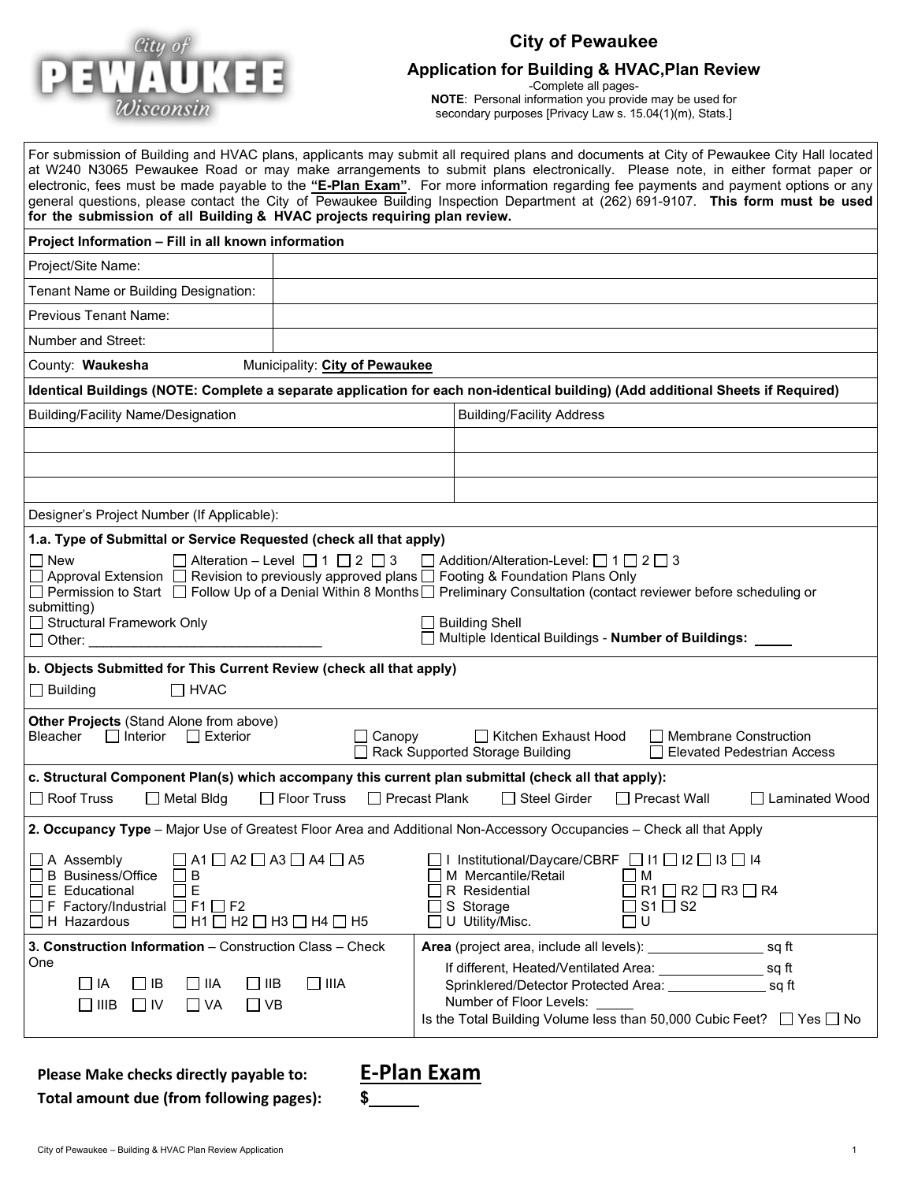# City of Pewaukee

## Application for Building & HVAC,Plan Review

-Complete all pages-

**NOTE**: Personal information you provide may be used for secondary purposes [Privacy Law s. 15.04(1)(m), Stats.]

For submission of Building and HVAC plans, applicants may submit all required plans and documents at City of Pewaukee City Hall located at W240 N3065 Pewaukee Road or may make arrangements to submit plans electronically. Please note, in either format paper or electronic, fees must be made payable to the **"E-Plan Exam"**. For more information regarding fee payments and payment options or any general questions, please contact the City of Pewaukee Building Inspection Department at (262) 691-9107. **This form must be used for the submission of all Building & HVAC projects requiring plan review.**

**Project Information – Fill in all known information**

| | |
|---|---|
| Project/Site Name: | |
| Tenant Name or Building Designation: | |
| Previous Tenant Name: | |
| Number and Street: | |

County: **Waukesha** Municipality: **City of Pewaukee**

**Identical Buildings (NOTE: Complete a separate application for each non-identical building) (Add additional Sheets if Required)**

| Building/Facility Name/Designation | Building/Facility Address |
|---|---|
| | |
| | |
| | |

Designer's Project Number (If Applicable):

**1.a. Type of Submittal or Service Requested (check all that apply)**

☐ New ☐ Alteration – Level ☐ 1 ☐ 2 ☐ 3 ☐ Addition/Alteration-Level: ☐ 1 ☐ 2 ☐ 3
☐ Approval Extension ☐ Revision to previously approved plans ☐ Footing & Foundation Plans Only
☐ Permission to Start ☐ Follow Up of a Denial Within 8 Months ☐ Preliminary Consultation (contact reviewer before scheduling or submitting)
☐ Structural Framework Only ☐ Building Shell
☐ Other: ______________________________ ☐ Multiple Identical Buildings - **Number of Buildings:** _____

**b. Objects Submitted for This Current Review (check all that apply)**

☐ Building ☐ HVAC

**Other Projects** (Stand Alone from above)
Bleacher ☐ Interior ☐ Exterior ☐ Canopy ☐ Kitchen Exhaust Hood ☐ Membrane Construction
☐ Rack Supported Storage Building ☐ Elevated Pedestrian Access

**c. Structural Component Plan(s) which accompany this current plan submittal (check all that apply):**

☐ Roof Truss ☐ Metal Bldg ☐ Floor Truss ☐ Precast Plank ☐ Steel Girder ☐ Precast Wall ☐ Laminated Wood

**2. Occupancy Type** – Major Use of Greatest Floor Area and Additional Non-Accessory Occupancies – Check all that Apply

☐ A Assembly ☐ A1 ☐ A2 ☐ A3 ☐ A4 ☐ A5
☐ B Business/Office ☐ B
☐ E Educational ☐ E
☐ F Factory/Industrial ☐ F1 ☐ F2
☐ H Hazardous ☐ H1 ☐ H2 ☐ H3 ☐ H4 ☐ H5
☐ I Institutional/Daycare/CBRF ☐ I1 ☐ I2 ☐ I3 ☐ I4
☐ M Mercantile/Retail ☐ M
☐ R Residential ☐ R1 ☐ R2 ☐ R3 ☐ R4
☐ S Storage ☐ S1 ☐ S2
☐ U Utility/Misc. ☐ U

**3. Construction Information** – Construction Class – Check One

☐ IA ☐ IB ☐ IIA ☐ IIB ☐ IIIA
☐ IIIB ☐ IV ☐ VA ☐ VB

**Area** (project area, include all levels): _______________ sq ft
If different, Heated/Ventilated Area: ______________ sq ft
Sprinklered/Detector Protected Area: _____________ sq ft
Number of Floor Levels: _____
Is the Total Building Volume less than 50,000 Cubic Feet? ☐ Yes ☐ No

**Please Make checks directly payable to:** **E-Plan Exam**

**Total amount due (from following pages):** **$_____**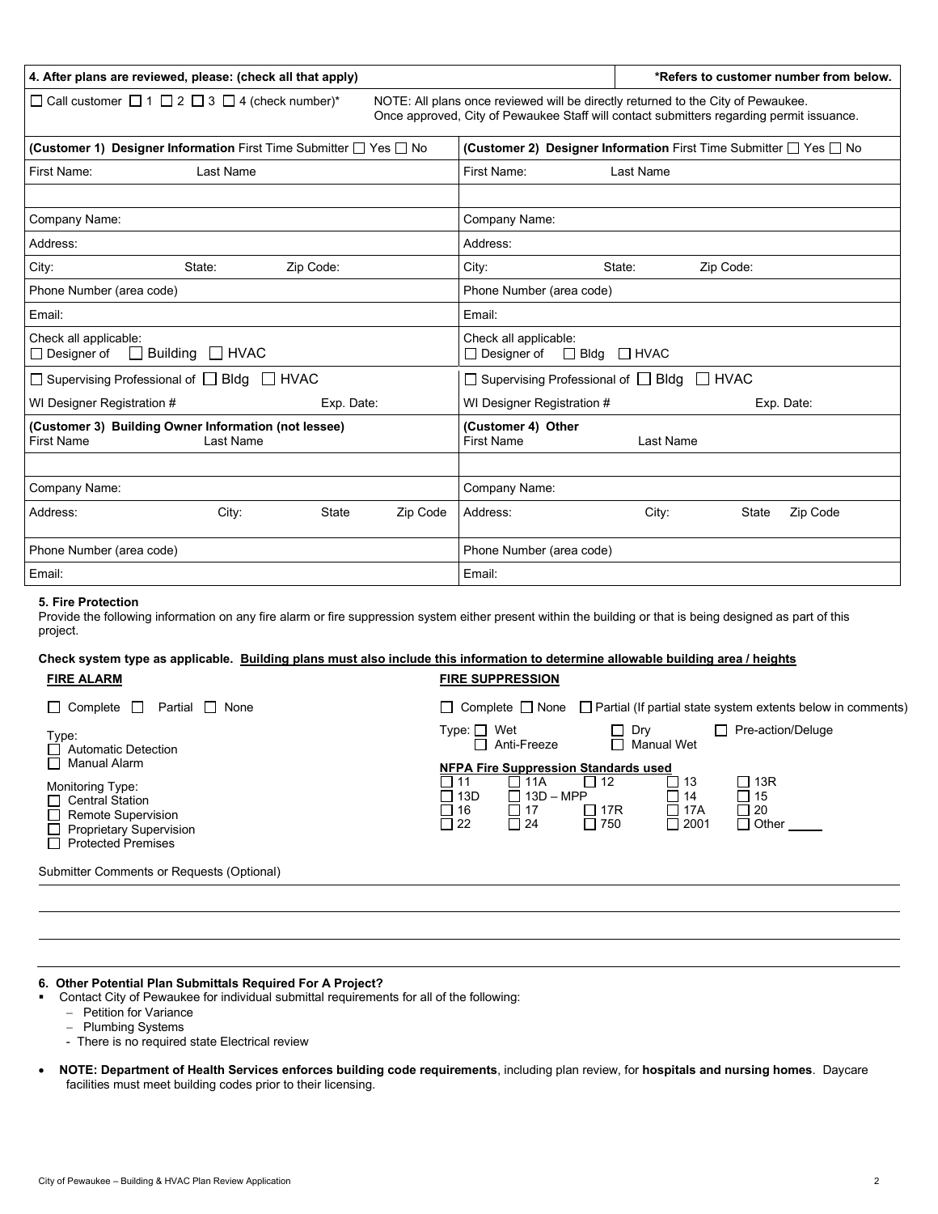| 4. After plans are reviewed, please: (check all that apply) | *Refers to customer number from below. |
|---|---|
| ☐ Call customer ☐ 1 ☐ 2 ☐ 3 ☐ 4 (check number)* | NOTE: All plans once reviewed will be directly returned to the City of Pewaukee. Once approved, City of Pewaukee Staff will contact submitters regarding permit issuance. |

| **(Customer 1) Designer Information** First Time Submitter ☐ Yes ☐ No | **(Customer 2) Designer Information** First Time Submitter ☐ Yes ☐ No |
|---|---|
| First Name: Last Name | First Name: Last Name |
| | |
| Company Name: | Company Name: |
| Address: | Address: |
| City: State: Zip Code: | City: State: Zip Code: |
| Phone Number (area code) | Phone Number (area code) |
| Email: | Email: |
| Check all applicable: ☐ Designer of ☐ Building ☐ HVAC | Check all applicable: ☐ Designer of ☐ Bldg ☐ HVAC |
| ☐ Supervising Professional of ☐ Bldg ☐ HVAC | ☐ Supervising Professional of ☐ Bldg ☐ HVAC |
| WI Designer Registration # Exp. Date: | WI Designer Registration # Exp. Date: |
| **(Customer 3) Building Owner Information (not lessee)** First Name Last Name | **(Customer 4) Other** First Name Last Name |
| | |
| Company Name: | Company Name: |
| Address: City: State Zip Code | Address: City: State Zip Code |
| Phone Number (area code) | Phone Number (area code) |
| Email: | Email: |

**5. Fire Protection**

Provide the following information on any fire alarm or fire suppression system either present within the building or that is being designed as part of this project.

**Check system type as applicable. Building plans must also include this information to determine allowable building area / heights**

**FIRE ALARM**

☐ Complete ☐ Partial ☐ None

Type:
☐ Automatic Detection
☐ Manual Alarm

Monitoring Type:
☐ Central Station
☐ Remote Supervision
☐ Proprietary Supervision
☐ Protected Premises

**FIRE SUPPRESSION**

☐ Complete ☐ None ☐ Partial (If partial state system extents below in comments)

Type: ☐ Wet ☐ Dry ☐ Pre-action/Deluge
☐ Anti-Freeze ☐ Manual Wet

**NFPA Fire Suppression Standards used**

☐ 11 ☐ 11A ☐ 12 ☐ 13 ☐ 13R
☐ 13D ☐ 13D – MPP ☐ 14 ☐ 15
☐ 16 ☐ 17 ☐ 17R ☐ 17A ☐ 20
☐ 22 ☐ 24 ☐ 750 ☐ 2001 ☐ Other _____

Submitter Comments or Requests (Optional)

______________________________________________

______________________________________________

______________________________________________

**6. Other Potential Plan Submittals Required For A Project?**

- Contact City of Pewaukee for individual submittal requirements for all of the following:
  - Petition for Variance
  - Plumbing Systems
  - There is no required state Electrical review

- **NOTE: Department of Health Services enforces building code requirements**, including plan review, for **hospitals and nursing homes**. Daycare facilities must meet building codes prior to their licensing.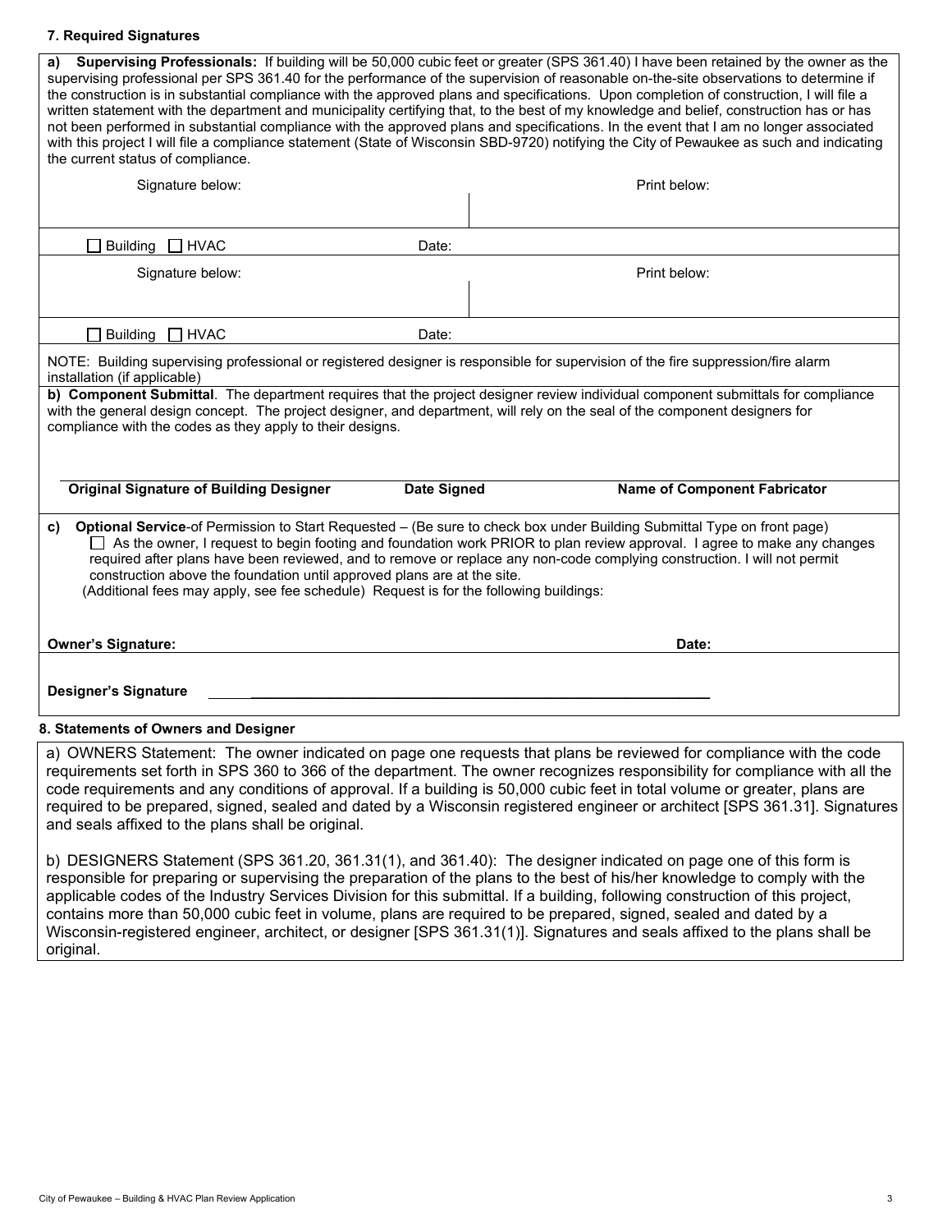### 7. Required Signatures

**a) Supervising Professionals:** If building will be 50,000 cubic feet or greater (SPS 361.40) I have been retained by the owner as the supervising professional per SPS 361.40 for the performance of the supervision of reasonable on-the-site observations to determine if the construction is in substantial compliance with the approved plans and specifications. Upon completion of construction, I will file a written statement with the department and municipality certifying that, to the best of my knowledge and belief, construction has or has not been performed in substantial compliance with the approved plans and specifications. In the event that I am no longer associated with this project I will file a compliance statement (State of Wisconsin SBD-9720) notifying the City of Pewaukee as such and indicating the current status of compliance.

| Signature below: | Print below: |
|---|---|
| | |
| ☐ Building ☐ HVAC Date: | |
| Signature below: | Print below: |
| | |
| ☐ Building ☐ HVAC Date: | |

NOTE: Building supervising professional or registered designer is responsible for supervision of the fire suppression/fire alarm installation (if applicable)

**b) Component Submittal**. The department requires that the project designer review individual component submittals for compliance with the general design concept. The project designer, and department, will rely on the seal of the component designers for compliance with the codes as they apply to their designs.

| **Original Signature of Building Designer** | **Date Signed** | **Name of Component Fabricator** |
|---|---|---|
| | | |

**c) Optional Service**-of Permission to Start Requested – (Be sure to check box under Building Submittal Type on front page)

☐ As the owner, I request to begin footing and foundation work PRIOR to plan review approval. I agree to make any changes required after plans have been reviewed, and to remove or replace any non-code complying construction. I will not permit construction above the foundation until approved plans are at the site.

(Additional fees may apply, see fee schedule) Request is for the following buildings:

**Owner's Signature:** **Date:**

**Designer's Signature** ____________________________________________________________

### 8. Statements of Owners and Designer

a) OWNERS Statement: The owner indicated on page one requests that plans be reviewed for compliance with the code requirements set forth in SPS 360 to 366 of the department. The owner recognizes responsibility for compliance with all the code requirements and any conditions of approval. If a building is 50,000 cubic feet in total volume or greater, plans are required to be prepared, signed, sealed and dated by a Wisconsin registered engineer or architect [SPS 361.31]. Signatures and seals affixed to the plans shall be original.

b) DESIGNERS Statement (SPS 361.20, 361.31(1), and 361.40): The designer indicated on page one of this form is responsible for preparing or supervising the preparation of the plans to the best of his/her knowledge to comply with the applicable codes of the Industry Services Division for this submittal. If a building, following construction of this project, contains more than 50,000 cubic feet in volume, plans are required to be prepared, signed, sealed and dated by a Wisconsin-registered engineer, architect, or designer [SPS 361.31(1)]. Signatures and seals affixed to the plans shall be original.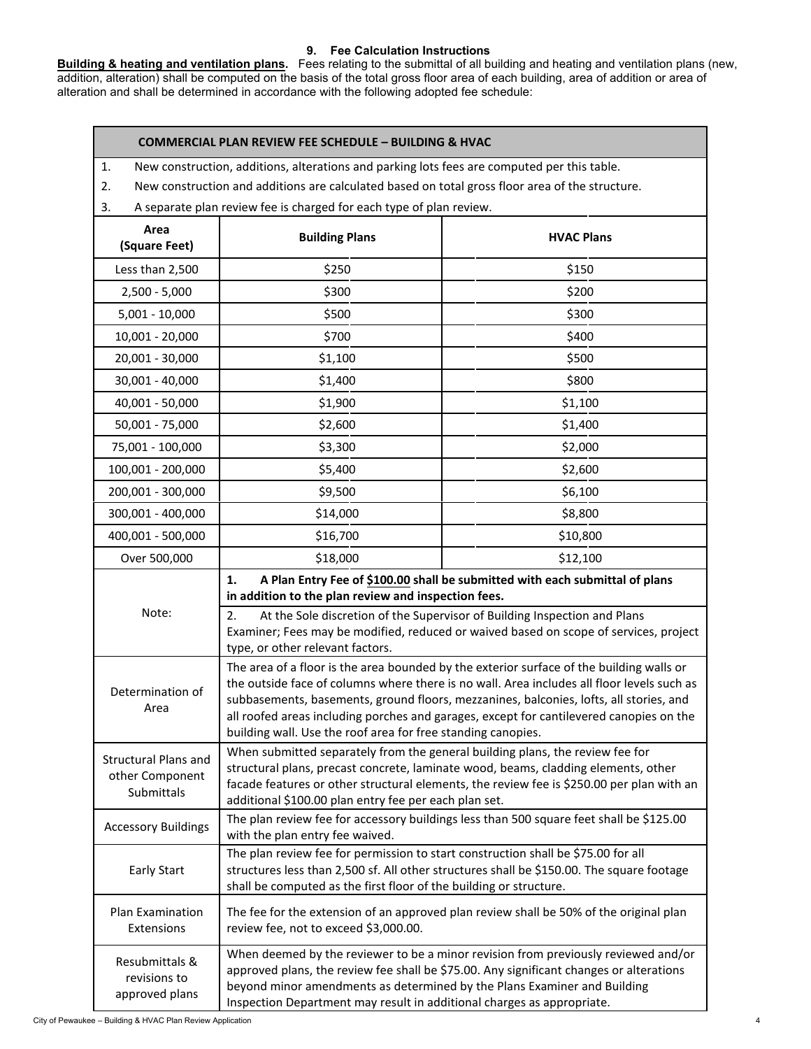### 9. Fee Calculation Instructions

**Building & heating and ventilation plans.** Fees relating to the submittal of all building and heating and ventilation plans (new, addition, alteration) shall be computed on the basis of the total gross floor area of each building, area of addition or area of alteration and shall be determined in accordance with the following adopted fee schedule:

| COMMERCIAL PLAN REVIEW FEE SCHEDULE – BUILDING & HVAC | | |
|---|---|---|
| 1. New construction, additions, alterations and parking lots fees are computed per this table. | | |
| 2. New construction and additions are calculated based on total gross floor area of the structure. | | |
| 3. A separate plan review fee is charged for each type of plan review. | | |
| **Area (Square Feet)** | **Building Plans** | **HVAC Plans** |
| Less than 2,500 | $250 | $150 |
| 2,500 - 5,000 | $300 | $200 |
| 5,001 - 10,000 | $500 | $300 |
| 10,001 - 20,000 | $700 | $400 |
| 20,001 - 30,000 | $1,100 | $500 |
| 30,001 - 40,000 | $1,400 | $800 |
| 40,001 - 50,000 | $1,900 | $1,100 |
| 50,001 - 75,000 | $2,600 | $1,400 |
| 75,001 - 100,000 | $3,300 | $2,000 |
| 100,001 - 200,000 | $5,400 | $2,600 |
| 200,001 - 300,000 | $9,500 | $6,100 |
| 300,001 - 400,000 | $14,000 | $8,800 |
| 400,001 - 500,000 | $16,700 | $10,800 |
| Over 500,000 | $18,000 | $12,100 |
| Note: | **1. A Plan Entry Fee of $100.00 shall be submitted with each submittal of plans in addition to the plan review and inspection fees.** 2. At the Sole discretion of the Supervisor of Building Inspection and Plans Examiner; Fees may be modified, reduced or waived based on scope of services, project type, or other relevant factors. | |
| Determination of Area | The area of a floor is the area bounded by the exterior surface of the building walls or the outside face of columns where there is no wall. Area includes all floor levels such as subbasements, basements, ground floors, mezzanines, balconies, lofts, all stories, and all roofed areas including porches and garages, except for cantilevered canopies on the building wall. Use the roof area for free standing canopies. | |
| Structural Plans and other Component Submittals | When submitted separately from the general building plans, the review fee for structural plans, precast concrete, laminate wood, beams, cladding elements, other facade features or other structural elements, the review fee is $250.00 per plan with an additional $100.00 plan entry fee per each plan set. | |
| Accessory Buildings | The plan review fee for accessory buildings less than 500 square feet shall be $125.00 with the plan entry fee waived. | |
| Early Start | The plan review fee for permission to start construction shall be $75.00 for all structures less than 2,500 sf. All other structures shall be $150.00. The square footage shall be computed as the first floor of the building or structure. | |
| Plan Examination Extensions | The fee for the extension of an approved plan review shall be 50% of the original plan review fee, not to exceed $3,000.00. | |
| Resubmittals & revisions to approved plans | When deemed by the reviewer to be a minor revision from previously reviewed and/or approved plans, the review fee shall be $75.00. Any significant changes or alterations beyond minor amendments as determined by the Plans Examiner and Building Inspection Department may result in additional charges as appropriate. | |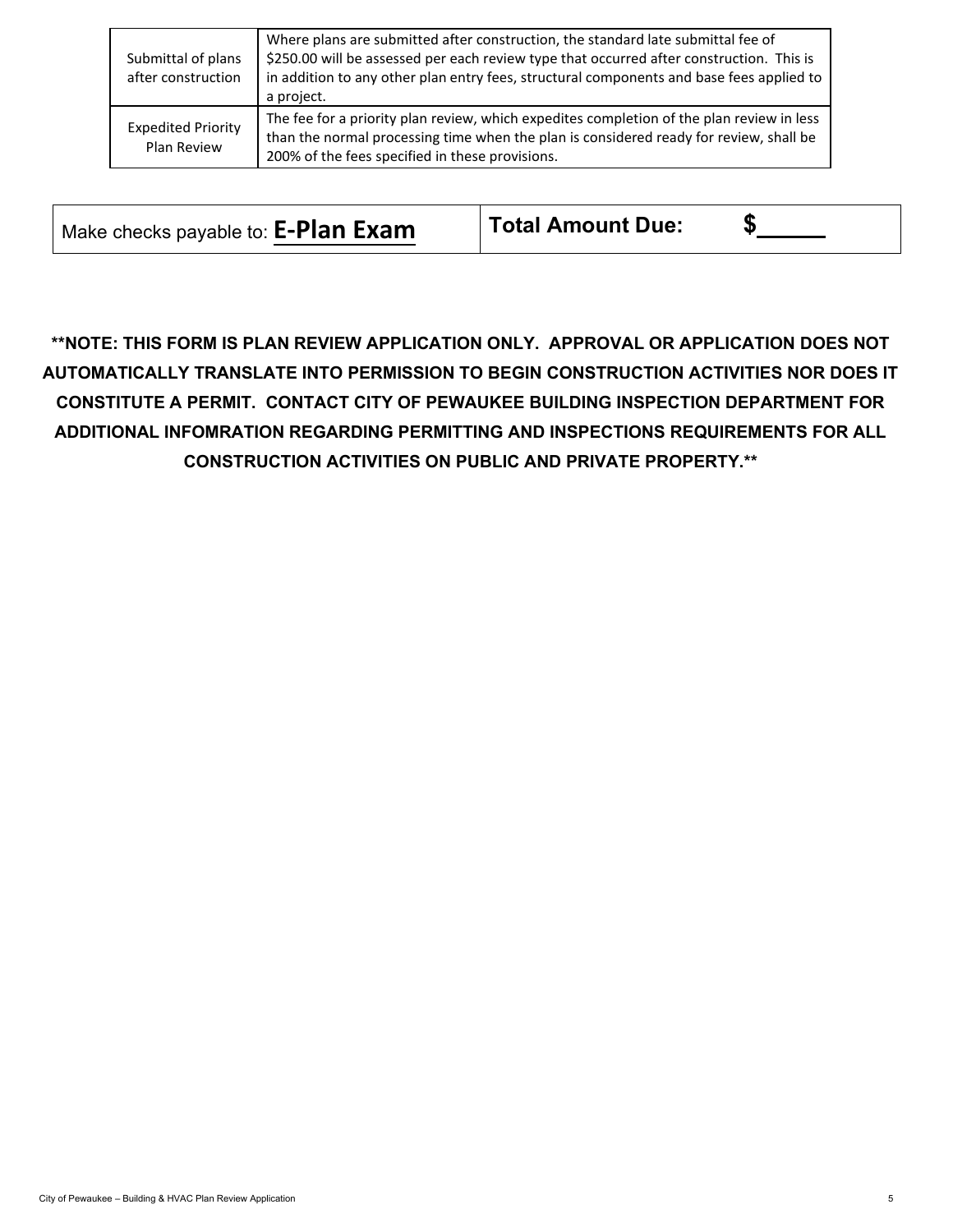| | |
|---|---|
| Submittal of plans after construction | Where plans are submitted after construction, the standard late submittal fee of $250.00 will be assessed per each review type that occurred after construction. This is in addition to any other plan entry fees, structural components and base fees applied to a project. |
| Expedited Priority Plan Review | The fee for a priority plan review, which expedites completion of the plan review in less than the normal processing time when the plan is considered ready for review, shall be 200% of the fees specified in these provisions. |

| | |
|---|---|
| Make checks payable to: **E-Plan Exam** | **Total Amount Due: $\_\_\_\_\_\_** |

**\*\*NOTE: THIS FORM IS PLAN REVIEW APPLICATION ONLY. APPROVAL OR APPLICATION DOES NOT AUTOMATICALLY TRANSLATE INTO PERMISSION TO BEGIN CONSTRUCTION ACTIVITIES NOR DOES IT CONSTITUTE A PERMIT. CONTACT CITY OF PEWAUKEE BUILDING INSPECTION DEPARTMENT FOR ADDITIONAL INFOMRATION REGARDING PERMITTING AND INSPECTIONS REQUIREMENTS FOR ALL CONSTRUCTION ACTIVITIES ON PUBLIC AND PRIVATE PROPERTY.\*\***